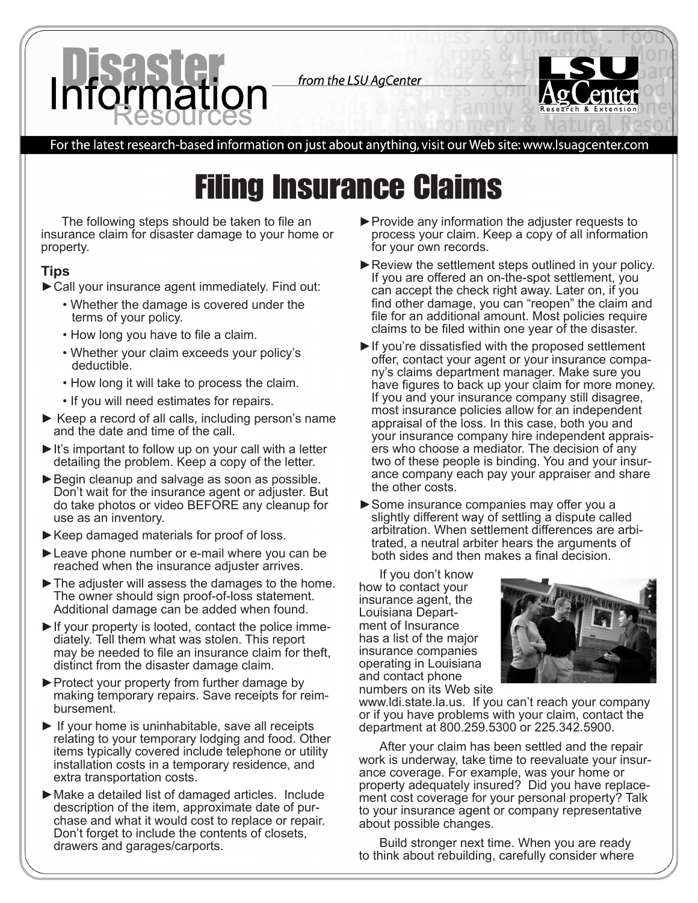# Disaster Information Resources

*from the LSU AgCenter*

For the latest research-based information on just about anything, visit our Web site: www.lsuagcenter.com

## Filing Insurance Claims

The following steps should be taken to file an insurance claim for disaster damage to your home or property.

### Tips

- Call your insurance agent immediately. Find out:
  - Whether the damage is covered under the terms of your policy.
  - How long you have to file a claim.
  - Whether your claim exceeds your policy's deductible.
  - How long it will take to process the claim.
  - If you will need estimates for repairs.
- Keep a record of all calls, including person's name and the date and time of the call.
- It's important to follow up on your call with a letter detailing the problem. Keep a copy of the letter.
- Begin cleanup and salvage as soon as possible. Don't wait for the insurance agent or adjuster. But do take photos or video BEFORE any cleanup for use as an inventory.
- Keep damaged materials for proof of loss.
- Leave phone number or e-mail where you can be reached when the insurance adjuster arrives.
- The adjuster will assess the damages to the home. The owner should sign proof-of-loss statement. Additional damage can be added when found.
- If your property is looted, contact the police immediately. Tell them what was stolen. This report may be needed to file an insurance claim for theft, distinct from the disaster damage claim.
- Protect your property from further damage by making temporary repairs. Save receipts for reimbursement.
- If your home is uninhabitable, save all receipts relating to your temporary lodging and food. Other items typically covered include telephone or utility installation costs in a temporary residence, and extra transportation costs.
- Make a detailed list of damaged articles. Include description of the item, approximate date of purchase and what it would cost to replace or repair. Don't forget to include the contents of closets, drawers and garages/carports.
- Provide any information the adjuster requests to process your claim. Keep a copy of all information for your own records.
- Review the settlement steps outlined in your policy. If you are offered an on-the-spot settlement, you can accept the check right away. Later on, if you find other damage, you can "reopen" the claim and file for an additional amount. Most policies require claims to be filed within one year of the disaster.
- If you're dissatisfied with the proposed settlement offer, contact your agent or your insurance company's claims department manager. Make sure you have figures to back up your claim for more money. If you and your insurance company still disagree, most insurance policies allow for an independent appraisal of the loss. In this case, both you and your insurance company hire independent appraisers who choose a mediator. The decision of any two of these people is binding. You and your insurance company each pay your appraiser and share the other costs.
- Some insurance companies may offer you a slightly different way of settling a dispute called arbitration. When settlement differences are arbitrated, a neutral arbiter hears the arguments of both sides and then makes a final decision.

If you don't know how to contact your insurance agent, the Louisiana Department of Insurance has a list of the major insurance companies operating in Louisiana and contact phone numbers on its Web site www.ldi.state.la.us. If you can't reach your company or if you have problems with your claim, contact the department at 800.259.5300 or 225.342.5900.

After your claim has been settled and the repair work is underway, take time to reevaluate your insurance coverage. For example, was your home or property adequately insured? Did you have replacement cost coverage for your personal property? Talk to your insurance agent or company representative about possible changes.

Build stronger next time. When you are ready to think about rebuilding, carefully consider where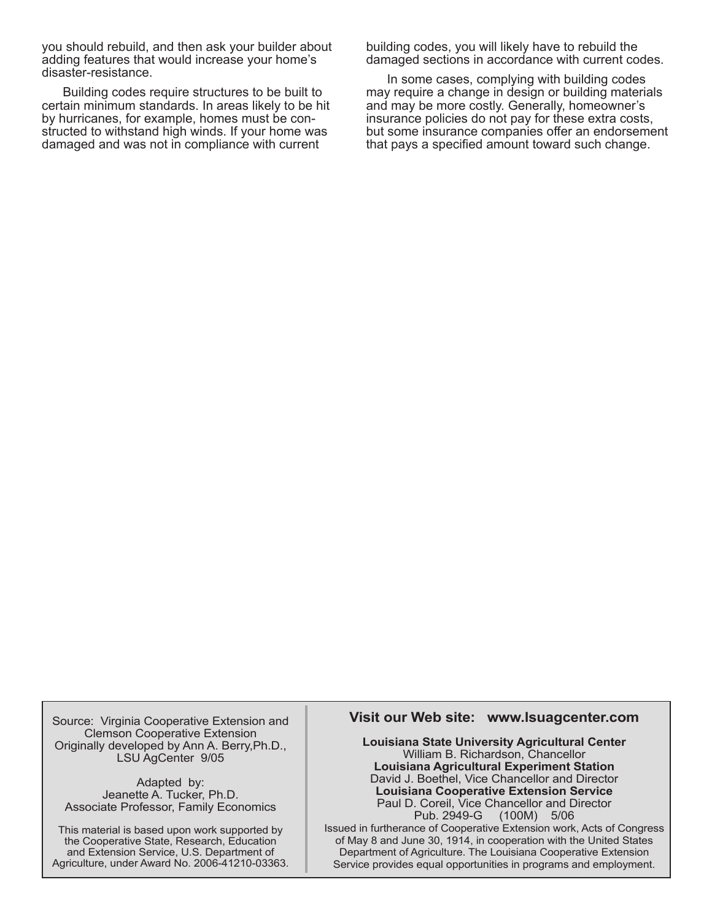you should rebuild, and then ask your builder about adding features that would increase your home's disaster-resistance.

Building codes require structures to be built to certain minimum standards. In areas likely to be hit by hurricanes, for example, homes must be constructed to withstand high winds. If your home was damaged and was not in compliance with current building codes, you will likely have to rebuild the damaged sections in accordance with current codes.

In some cases, complying with building codes may require a change in design or building materials and may be more costly. Generally, homeowner's insurance policies do not pay for these extra costs, but some insurance companies offer an endorsement that pays a specified amount toward such change.

Source: Virginia Cooperative Extension and Clemson Cooperative Extension
Originally developed by Ann A. Berry, Ph.D., LSU AgCenter 9/05

Adapted by:
Jeanette A. Tucker, Ph.D.
Associate Professor, Family Economics

This material is based upon work supported by the Cooperative State, Research, Education and Extension Service, U.S. Department of Agriculture, under Award No. 2006-41210-03363.

**Visit our Web site: www.lsuagcenter.com**

**Louisiana State University Agricultural Center**
William B. Richardson, Chancellor
**Louisiana Agricultural Experiment Station**
David J. Boethel, Vice Chancellor and Director
**Louisiana Cooperative Extension Service**
Paul D. Coreil, Vice Chancellor and Director
Pub. 2949-G (100M) 5/06

Issued in furtherance of Cooperative Extension work, Acts of Congress of May 8 and June 30, 1914, in cooperation with the United States Department of Agriculture. The Louisiana Cooperative Extension Service provides equal opportunities in programs and employment.